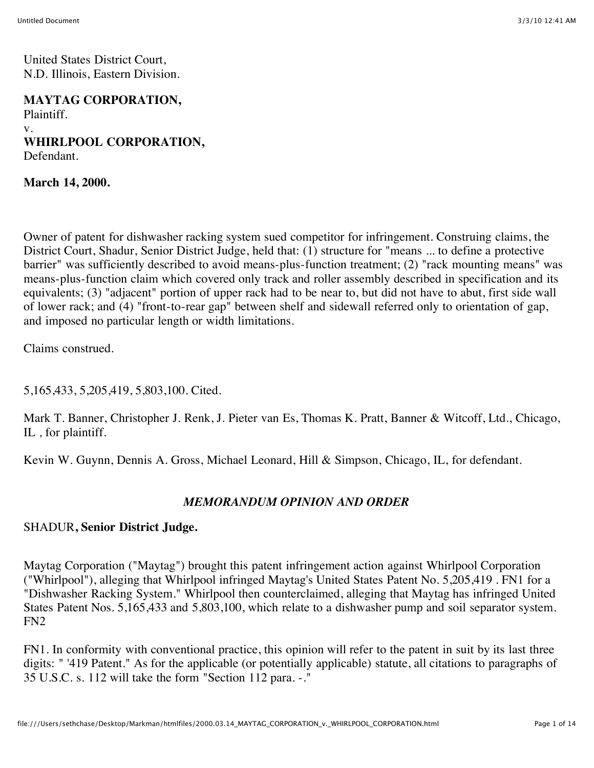United States District Court,
N.D. Illinois, Eastern Division.

**MAYTAG CORPORATION,**
Plaintiff.
v.
**WHIRLPOOL CORPORATION,**
Defendant.

**March 14, 2000.**

Owner of patent for dishwasher racking system sued competitor for infringement. Construing claims, the District Court, Shadur, Senior District Judge, held that: (1) structure for "means ... to define a protective barrier" was sufficiently described to avoid means-plus-function treatment; (2) "rack mounting means" was means-plus-function claim which covered only track and roller assembly described in specification and its equivalents; (3) "adjacent" portion of upper rack had to be near to, but did not have to abut, first side wall of lower rack; and (4) "front-to-rear gap" between shelf and sidewall referred only to orientation of gap, and imposed no particular length or width limitations.

Claims construed.

5,165,433, 5,205,419, 5,803,100. Cited.

Mark T. Banner, Christopher J. Renk, J. Pieter van Es, Thomas K. Pratt, Banner & Witcoff, Ltd., Chicago, IL , for plaintiff.

Kevin W. Guynn, Dennis A. Gross, Michael Leonard, Hill & Simpson, Chicago, IL, for defendant.

*MEMORANDUM OPINION AND ORDER*

SHADUR**, Senior District Judge.**

Maytag Corporation ("Maytag") brought this patent infringement action against Whirlpool Corporation ("Whirlpool"), alleging that Whirlpool infringed Maytag's United States Patent No. 5,205,419 . FN1 for a "Dishwasher Racking System." Whirlpool then counterclaimed, alleging that Maytag has infringed United States Patent Nos. 5,165,433 and 5,803,100, which relate to a dishwasher pump and soil separator system. FN2

FN1. In conformity with conventional practice, this opinion will refer to the patent in suit by its last three digits: " '419 Patent." As for the applicable (or potentially applicable) statute, all citations to paragraphs of 35 U.S.C. s. 112 will take the form "Section 112 para. -."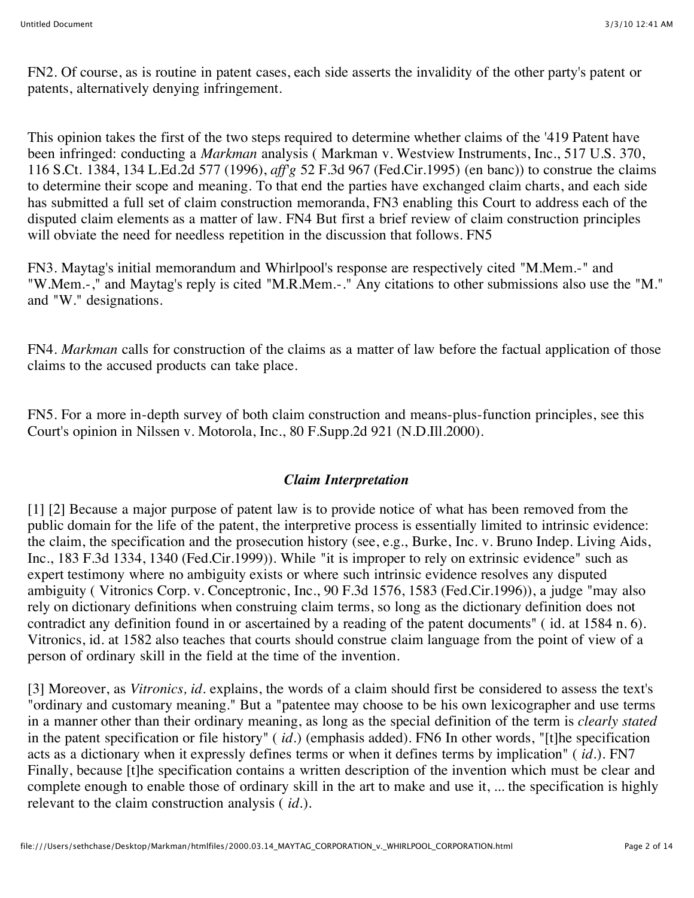FN2. Of course, as is routine in patent cases, each side asserts the invalidity of the other party's patent or patents, alternatively denying infringement.

This opinion takes the first of the two steps required to determine whether claims of the '419 Patent have been infringed: conducting a *Markman* analysis ( Markman v. Westview Instruments, Inc., 517 U.S. 370, 116 S.Ct. 1384, 134 L.Ed.2d 577 (1996), *aff'g* 52 F.3d 967 (Fed.Cir.1995) (en banc)) to construe the claims to determine their scope and meaning. To that end the parties have exchanged claim charts, and each side has submitted a full set of claim construction memoranda, FN3 enabling this Court to address each of the disputed claim elements as a matter of law. FN4 But first a brief review of claim construction principles will obviate the need for needless repetition in the discussion that follows. FN5

FN3. Maytag's initial memorandum and Whirlpool's response are respectively cited "M.Mem.-" and "W.Mem.-," and Maytag's reply is cited "M.R.Mem.-." Any citations to other submissions also use the "M." and "W." designations.

FN4. *Markman* calls for construction of the claims as a matter of law before the factual application of those claims to the accused products can take place.

FN5. For a more in-depth survey of both claim construction and means-plus-function principles, see this Court's opinion in Nilssen v. Motorola, Inc., 80 F.Supp.2d 921 (N.D.Ill.2000).

### *Claim Interpretation*

[1] [2] Because a major purpose of patent law is to provide notice of what has been removed from the public domain for the life of the patent, the interpretive process is essentially limited to intrinsic evidence: the claim, the specification and the prosecution history (see, e.g., Burke, Inc. v. Bruno Indep. Living Aids, Inc., 183 F.3d 1334, 1340 (Fed.Cir.1999)). While "it is improper to rely on extrinsic evidence" such as expert testimony where no ambiguity exists or where such intrinsic evidence resolves any disputed ambiguity ( Vitronics Corp. v. Conceptronic, Inc., 90 F.3d 1576, 1583 (Fed.Cir.1996)), a judge "may also rely on dictionary definitions when construing claim terms, so long as the dictionary definition does not contradict any definition found in or ascertained by a reading of the patent documents" ( id. at 1584 n. 6). Vitronics, id. at 1582 also teaches that courts should construe claim language from the point of view of a person of ordinary skill in the field at the time of the invention.

[3] Moreover, as *Vitronics, id.* explains, the words of a claim should first be considered to assess the text's "ordinary and customary meaning." But a "patentee may choose to be his own lexicographer and use terms in a manner other than their ordinary meaning, as long as the special definition of the term is *clearly stated* in the patent specification or file history" ( *id.*) (emphasis added). FN6 In other words, "[t]he specification acts as a dictionary when it expressly defines terms or when it defines terms by implication" ( *id.*). FN7 Finally, because [t]he specification contains a written description of the invention which must be clear and complete enough to enable those of ordinary skill in the art to make and use it, ... the specification is highly relevant to the claim construction analysis ( *id.*).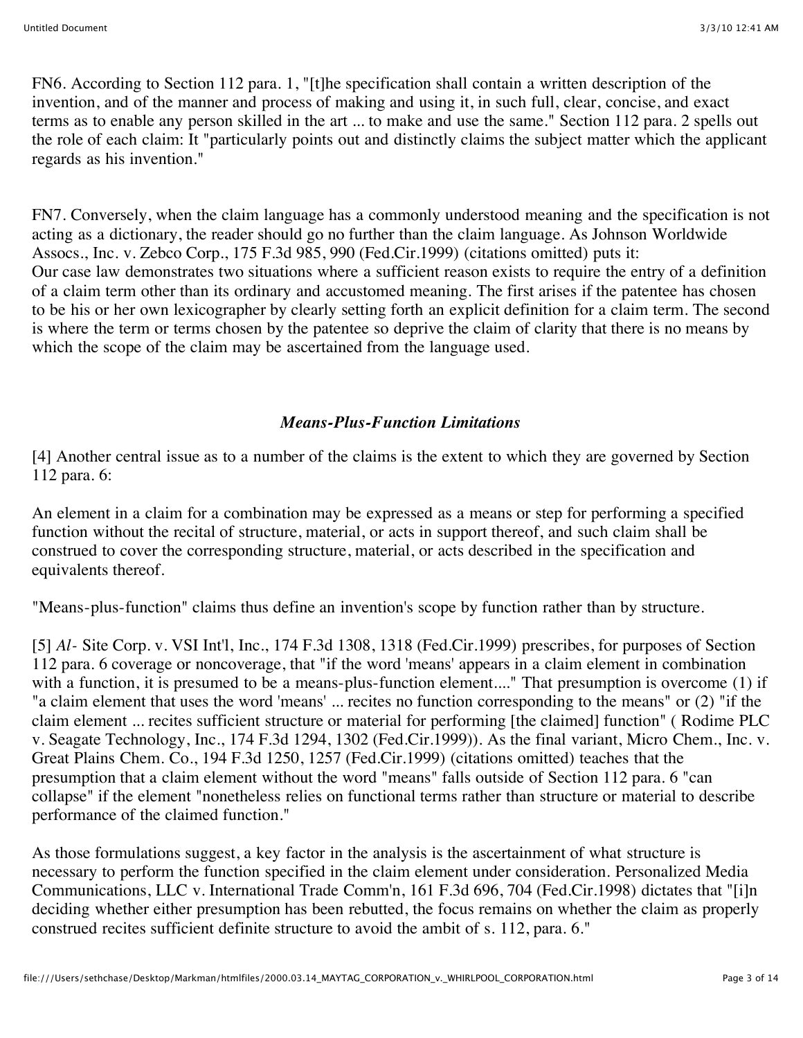FN6. According to Section 112 para. 1, "[t]he specification shall contain a written description of the invention, and of the manner and process of making and using it, in such full, clear, concise, and exact terms as to enable any person skilled in the art ... to make and use the same." Section 112 para. 2 spells out the role of each claim: It "particularly points out and distinctly claims the subject matter which the applicant regards as his invention."

FN7. Conversely, when the claim language has a commonly understood meaning and the specification is not acting as a dictionary, the reader should go no further than the claim language. As Johnson Worldwide Assocs., Inc. v. Zebco Corp., 175 F.3d 985, 990 (Fed.Cir.1999) (citations omitted) puts it:
Our case law demonstrates two situations where a sufficient reason exists to require the entry of a definition of a claim term other than its ordinary and accustomed meaning. The first arises if the patentee has chosen to be his or her own lexicographer by clearly setting forth an explicit definition for a claim term. The second is where the term or terms chosen by the patentee so deprive the claim of clarity that there is no means by which the scope of the claim may be ascertained from the language used.

### *Means-Plus-Function Limitations*

[4] Another central issue as to a number of the claims is the extent to which they are governed by Section 112 para. 6:

An element in a claim for a combination may be expressed as a means or step for performing a specified function without the recital of structure, material, or acts in support thereof, and such claim shall be construed to cover the corresponding structure, material, or acts described in the specification and equivalents thereof.

"Means-plus-function" claims thus define an invention's scope by function rather than by structure.

[5] *Al-* Site Corp. v. VSI Int'l, Inc., 174 F.3d 1308, 1318 (Fed.Cir.1999) prescribes, for purposes of Section 112 para. 6 coverage or noncoverage, that "if the word 'means' appears in a claim element in combination with a function, it is presumed to be a means-plus-function element...." That presumption is overcome (1) if "a claim element that uses the word 'means' ... recites no function corresponding to the means" or (2) "if the claim element ... recites sufficient structure or material for performing [the claimed] function" ( Rodime PLC v. Seagate Technology, Inc., 174 F.3d 1294, 1302 (Fed.Cir.1999)). As the final variant, Micro Chem., Inc. v. Great Plains Chem. Co., 194 F.3d 1250, 1257 (Fed.Cir.1999) (citations omitted) teaches that the presumption that a claim element without the word "means" falls outside of Section 112 para. 6 "can collapse" if the element "nonetheless relies on functional terms rather than structure or material to describe performance of the claimed function."

As those formulations suggest, a key factor in the analysis is the ascertainment of what structure is necessary to perform the function specified in the claim element under consideration. Personalized Media Communications, LLC v. International Trade Comm'n, 161 F.3d 696, 704 (Fed.Cir.1998) dictates that "[i]n deciding whether either presumption has been rebutted, the focus remains on whether the claim as properly construed recites sufficient definite structure to avoid the ambit of s. 112, para. 6."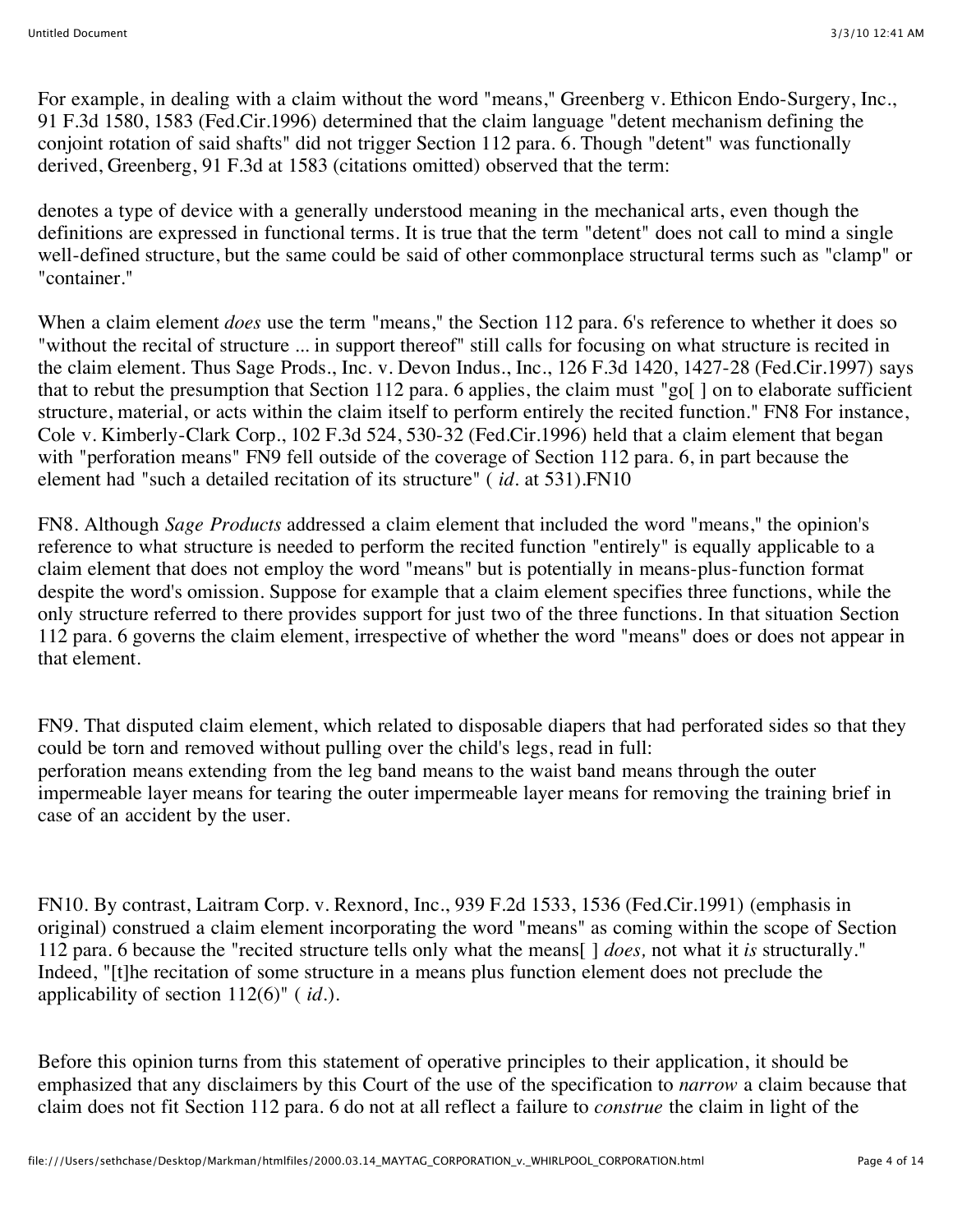For example, in dealing with a claim without the word "means," Greenberg v. Ethicon Endo-Surgery, Inc., 91 F.3d 1580, 1583 (Fed.Cir.1996) determined that the claim language "detent mechanism defining the conjoint rotation of said shafts" did not trigger Section 112 para. 6. Though "detent" was functionally derived, Greenberg, 91 F.3d at 1583 (citations omitted) observed that the term:

denotes a type of device with a generally understood meaning in the mechanical arts, even though the definitions are expressed in functional terms. It is true that the term "detent" does not call to mind a single well-defined structure, but the same could be said of other commonplace structural terms such as "clamp" or "container."

When a claim element *does* use the term "means," the Section 112 para. 6's reference to whether it does so "without the recital of structure ... in support thereof" still calls for focusing on what structure is recited in the claim element. Thus Sage Prods., Inc. v. Devon Indus., Inc., 126 F.3d 1420, 1427-28 (Fed.Cir.1997) says that to rebut the presumption that Section 112 para. 6 applies, the claim must "go[ ] on to elaborate sufficient structure, material, or acts within the claim itself to perform entirely the recited function." FN8 For instance, Cole v. Kimberly-Clark Corp., 102 F.3d 524, 530-32 (Fed.Cir.1996) held that a claim element that began with "perforation means" FN9 fell outside of the coverage of Section 112 para. 6, in part because the element had "such a detailed recitation of its structure" ( *id.* at 531).FN10

FN8. Although *Sage Products* addressed a claim element that included the word "means," the opinion's reference to what structure is needed to perform the recited function "entirely" is equally applicable to a claim element that does not employ the word "means" but is potentially in means-plus-function format despite the word's omission. Suppose for example that a claim element specifies three functions, while the only structure referred to there provides support for just two of the three functions. In that situation Section 112 para. 6 governs the claim element, irrespective of whether the word "means" does or does not appear in that element.

FN9. That disputed claim element, which related to disposable diapers that had perforated sides so that they could be torn and removed without pulling over the child's legs, read in full:
perforation means extending from the leg band means to the waist band means through the outer impermeable layer means for tearing the outer impermeable layer means for removing the training brief in case of an accident by the user.

FN10. By contrast, Laitram Corp. v. Rexnord, Inc., 939 F.2d 1533, 1536 (Fed.Cir.1991) (emphasis in original) construed a claim element incorporating the word "means" as coming within the scope of Section 112 para. 6 because the "recited structure tells only what the means[ ] *does,* not what it *is* structurally." Indeed, "[t]he recitation of some structure in a means plus function element does not preclude the applicability of section 112(6)" ( *id.*).

Before this opinion turns from this statement of operative principles to their application, it should be emphasized that any disclaimers by this Court of the use of the specification to *narrow* a claim because that claim does not fit Section 112 para. 6 do not at all reflect a failure to *construe* the claim in light of the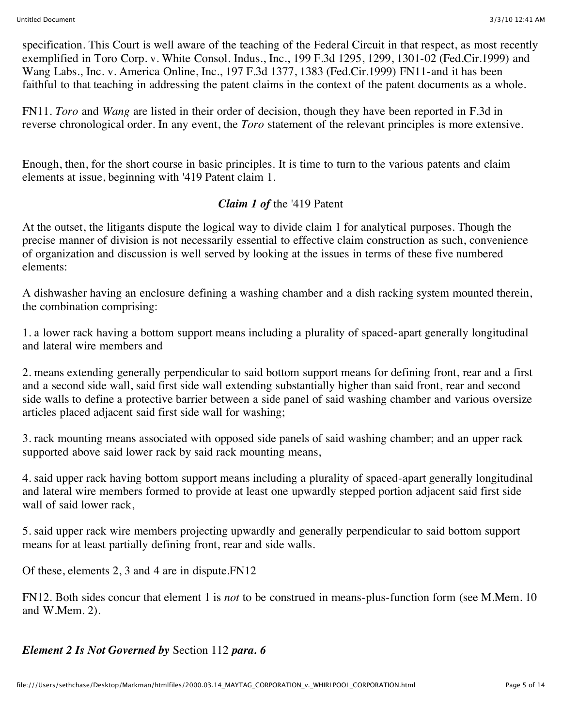specification. This Court is well aware of the teaching of the Federal Circuit in that respect, as most recently exemplified in Toro Corp. v. White Consol. Indus., Inc., 199 F.3d 1295, 1299, 1301-02 (Fed.Cir.1999) and Wang Labs., Inc. v. America Online, Inc., 197 F.3d 1377, 1383 (Fed.Cir.1999) FN11-and it has been faithful to that teaching in addressing the patent claims in the context of the patent documents as a whole.

FN11. *Toro* and *Wang* are listed in their order of decision, though they have been reported in F.3d in reverse chronological order. In any event, the *Toro* statement of the relevant principles is more extensive.

Enough, then, for the short course in basic principles. It is time to turn to the various patents and claim elements at issue, beginning with '419 Patent claim 1.

### ***Claim 1 of*** the '419 Patent

At the outset, the litigants dispute the logical way to divide claim 1 for analytical purposes. Though the precise manner of division is not necessarily essential to effective claim construction as such, convenience of organization and discussion is well served by looking at the issues in terms of these five numbered elements:

A dishwasher having an enclosure defining a washing chamber and a dish racking system mounted therein, the combination comprising:

1. a lower rack having a bottom support means including a plurality of spaced-apart generally longitudinal and lateral wire members and

2. means extending generally perpendicular to said bottom support means for defining front, rear and a first and a second side wall, said first side wall extending substantially higher than said front, rear and second side walls to define a protective barrier between a side panel of said washing chamber and various oversize articles placed adjacent said first side wall for washing;

3. rack mounting means associated with opposed side panels of said washing chamber; and an upper rack supported above said lower rack by said rack mounting means,

4. said upper rack having bottom support means including a plurality of spaced-apart generally longitudinal and lateral wire members formed to provide at least one upwardly stepped portion adjacent said first side wall of said lower rack,

5. said upper rack wire members projecting upwardly and generally perpendicular to said bottom support means for at least partially defining front, rear and side walls.

Of these, elements 2, 3 and 4 are in dispute.FN12

FN12. Both sides concur that element 1 is *not* to be construed in means-plus-function form (see M.Mem. 10 and W.Mem. 2).

### ***Element 2 Is Not Governed by*** Section 112 ***para. 6***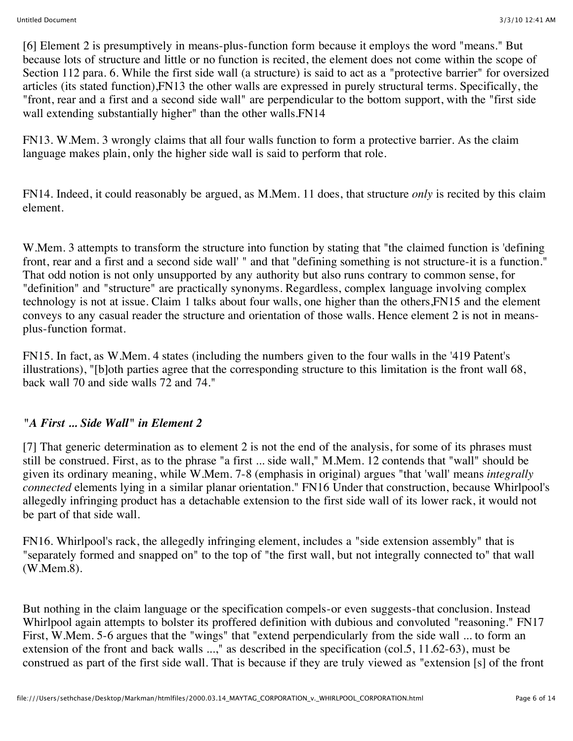[6] Element 2 is presumptively in means-plus-function form because it employs the word "means." But because lots of structure and little or no function is recited, the element does not come within the scope of Section 112 para. 6. While the first side wall (a structure) is said to act as a "protective barrier" for oversized articles (its stated function),FN13 the other walls are expressed in purely structural terms. Specifically, the "front, rear and a first and a second side wall" are perpendicular to the bottom support, with the "first side wall extending substantially higher" than the other walls.FN14

FN13. W.Mem. 3 wrongly claims that all four walls function to form a protective barrier. As the claim language makes plain, only the higher side wall is said to perform that role.

FN14. Indeed, it could reasonably be argued, as M.Mem. 11 does, that structure *only* is recited by this claim element.

W.Mem. 3 attempts to transform the structure into function by stating that "the claimed function is 'defining front, rear and a first and a second side wall' " and that "defining something is not structure-it is a function." That odd notion is not only unsupported by any authority but also runs contrary to common sense, for "definition" and "structure" are practically synonyms. Regardless, complex language involving complex technology is not at issue. Claim 1 talks about four walls, one higher than the others,FN15 and the element conveys to any casual reader the structure and orientation of those walls. Hence element 2 is not in means-plus-function format.

FN15. In fact, as W.Mem. 4 states (including the numbers given to the four walls in the '419 Patent's illustrations), "[b]oth parties agree that the corresponding structure to this limitation is the front wall 68, back wall 70 and side walls 72 and 74."

### *"A First ... Side Wall" in Element 2*

[7] That generic determination as to element 2 is not the end of the analysis, for some of its phrases must still be construed. First, as to the phrase "a first ... side wall," M.Mem. 12 contends that "wall" should be given its ordinary meaning, while W.Mem. 7-8 (emphasis in original) argues "that 'wall' means *integrally connected* elements lying in a similar planar orientation." FN16 Under that construction, because Whirlpool's allegedly infringing product has a detachable extension to the first side wall of its lower rack, it would not be part of that side wall.

FN16. Whirlpool's rack, the allegedly infringing element, includes a "side extension assembly" that is "separately formed and snapped on" to the top of "the first wall, but not integrally connected to" that wall (W.Mem.8).

But nothing in the claim language or the specification compels-or even suggests-that conclusion. Instead Whirlpool again attempts to bolster its proffered definition with dubious and convoluted "reasoning." FN17 First, W.Mem. 5-6 argues that the "wings" that "extend perpendicularly from the side wall ... to form an extension of the front and back walls ...," as described in the specification (col.5, ll.62-63), must be construed as part of the first side wall. That is because if they are truly viewed as "extension [s] of the front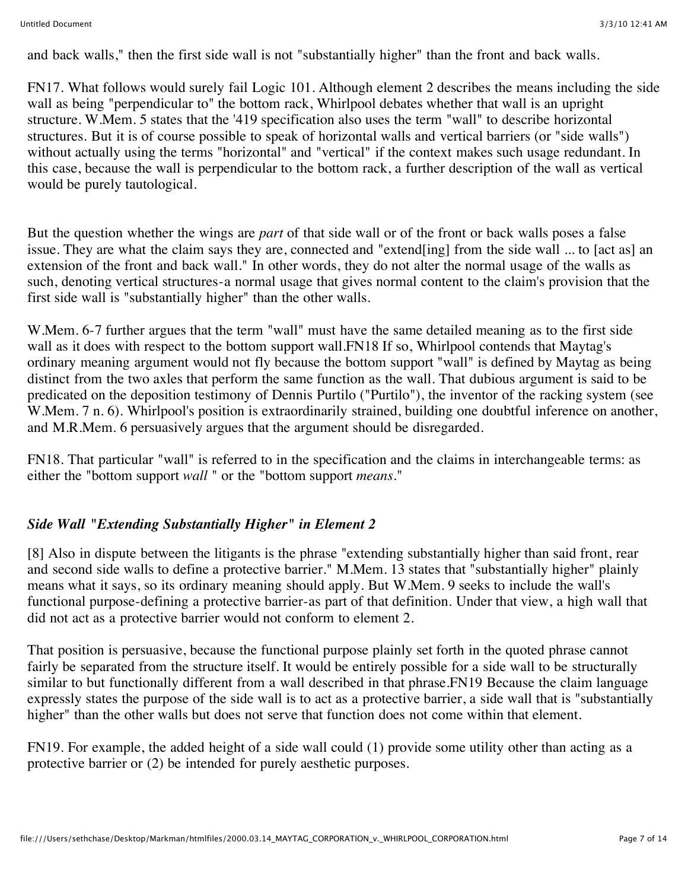and back walls," then the first side wall is not "substantially higher" than the front and back walls.

FN17. What follows would surely fail Logic 101. Although element 2 describes the means including the side wall as being "perpendicular to" the bottom rack, Whirlpool debates whether that wall is an upright structure. W.Mem. 5 states that the '419 specification also uses the term "wall" to describe horizontal structures. But it is of course possible to speak of horizontal walls and vertical barriers (or "side walls") without actually using the terms "horizontal" and "vertical" if the context makes such usage redundant. In this case, because the wall is perpendicular to the bottom rack, a further description of the wall as vertical would be purely tautological.

But the question whether the wings are *part* of that side wall or of the front or back walls poses a false issue. They are what the claim says they are, connected and "extend[ing] from the side wall ... to [act as] an extension of the front and back wall." In other words, they do not alter the normal usage of the walls as such, denoting vertical structures-a normal usage that gives normal content to the claim's provision that the first side wall is "substantially higher" than the other walls.

W.Mem. 6-7 further argues that the term "wall" must have the same detailed meaning as to the first side wall as it does with respect to the bottom support wall.FN18 If so, Whirlpool contends that Maytag's ordinary meaning argument would not fly because the bottom support "wall" is defined by Maytag as being distinct from the two axles that perform the same function as the wall. That dubious argument is said to be predicated on the deposition testimony of Dennis Purtilo ("Purtilo"), the inventor of the racking system (see W.Mem. 7 n. 6). Whirlpool's position is extraordinarily strained, building one doubtful inference on another, and M.R.Mem. 6 persuasively argues that the argument should be disregarded.

FN18. That particular "wall" is referred to in the specification and the claims in interchangeable terms: as either the "bottom support *wall* " or the "bottom support *means*."

### *Side Wall "Extending Substantially Higher" in Element 2*

[8] Also in dispute between the litigants is the phrase "extending substantially higher than said front, rear and second side walls to define a protective barrier." M.Mem. 13 states that "substantially higher" plainly means what it says, so its ordinary meaning should apply. But W.Mem. 9 seeks to include the wall's functional purpose-defining a protective barrier-as part of that definition. Under that view, a high wall that did not act as a protective barrier would not conform to element 2.

That position is persuasive, because the functional purpose plainly set forth in the quoted phrase cannot fairly be separated from the structure itself. It would be entirely possible for a side wall to be structurally similar to but functionally different from a wall described in that phrase.FN19 Because the claim language expressly states the purpose of the side wall is to act as a protective barrier, a side wall that is "substantially higher" than the other walls but does not serve that function does not come within that element.

FN19. For example, the added height of a side wall could (1) provide some utility other than acting as a protective barrier or (2) be intended for purely aesthetic purposes.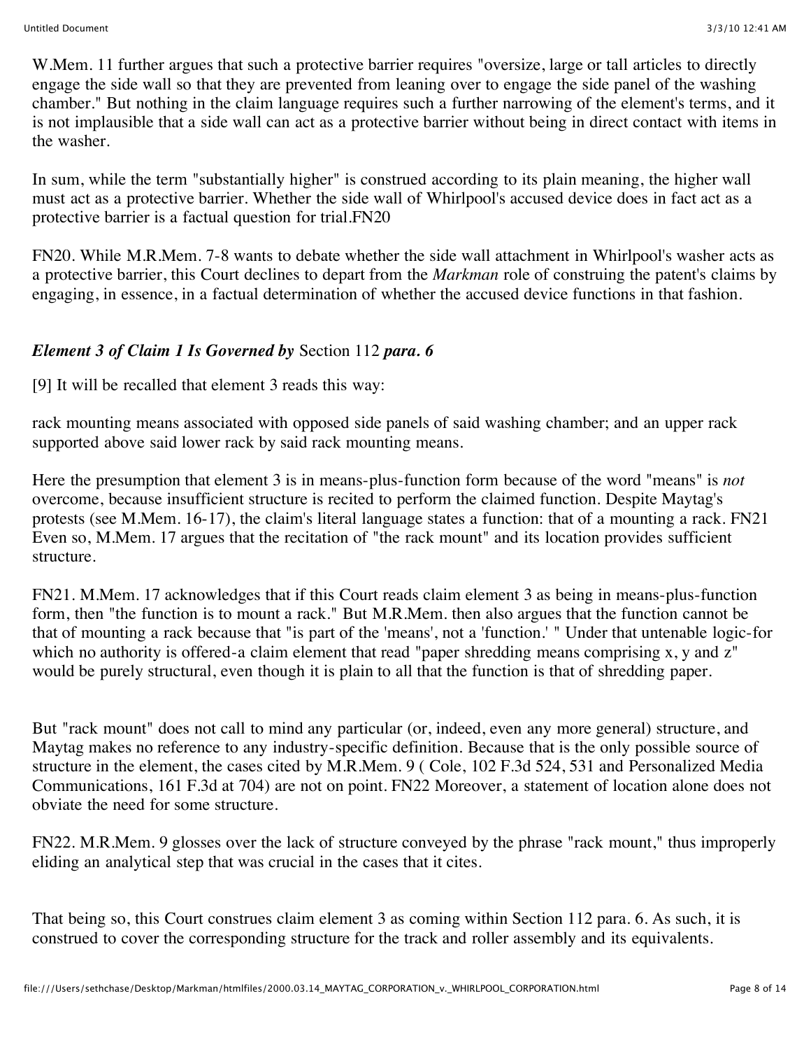W.Mem. 11 further argues that such a protective barrier requires "oversize, large or tall articles to directly engage the side wall so that they are prevented from leaning over to engage the side panel of the washing chamber." But nothing in the claim language requires such a further narrowing of the element's terms, and it is not implausible that a side wall can act as a protective barrier without being in direct contact with items in the washer.

In sum, while the term "substantially higher" is construed according to its plain meaning, the higher wall must act as a protective barrier. Whether the side wall of Whirlpool's accused device does in fact act as a protective barrier is a factual question for trial.FN20

FN20. While M.R.Mem. 7-8 wants to debate whether the side wall attachment in Whirlpool's washer acts as a protective barrier, this Court declines to depart from the *Markman* role of construing the patent's claims by engaging, in essence, in a factual determination of whether the accused device functions in that fashion.

### *Element 3 of Claim 1 Is Governed by* Section 112 *para. 6*

[9] It will be recalled that element 3 reads this way:

rack mounting means associated with opposed side panels of said washing chamber; and an upper rack supported above said lower rack by said rack mounting means.

Here the presumption that element 3 is in means-plus-function form because of the word "means" is *not* overcome, because insufficient structure is recited to perform the claimed function. Despite Maytag's protests (see M.Mem. 16-17), the claim's literal language states a function: that of a mounting a rack. FN21 Even so, M.Mem. 17 argues that the recitation of "the rack mount" and its location provides sufficient structure.

FN21. M.Mem. 17 acknowledges that if this Court reads claim element 3 as being in means-plus-function form, then "the function is to mount a rack." But M.R.Mem. then also argues that the function cannot be that of mounting a rack because that "is part of the 'means', not a 'function.' " Under that untenable logic-for which no authority is offered-a claim element that read "paper shredding means comprising x, y and z" would be purely structural, even though it is plain to all that the function is that of shredding paper.

But "rack mount" does not call to mind any particular (or, indeed, even any more general) structure, and Maytag makes no reference to any industry-specific definition. Because that is the only possible source of structure in the element, the cases cited by M.R.Mem. 9 ( Cole, 102 F.3d 524, 531 and Personalized Media Communications, 161 F.3d at 704) are not on point. FN22 Moreover, a statement of location alone does not obviate the need for some structure.

FN22. M.R.Mem. 9 glosses over the lack of structure conveyed by the phrase "rack mount," thus improperly eliding an analytical step that was crucial in the cases that it cites.

That being so, this Court construes claim element 3 as coming within Section 112 para. 6. As such, it is construed to cover the corresponding structure for the track and roller assembly and its equivalents.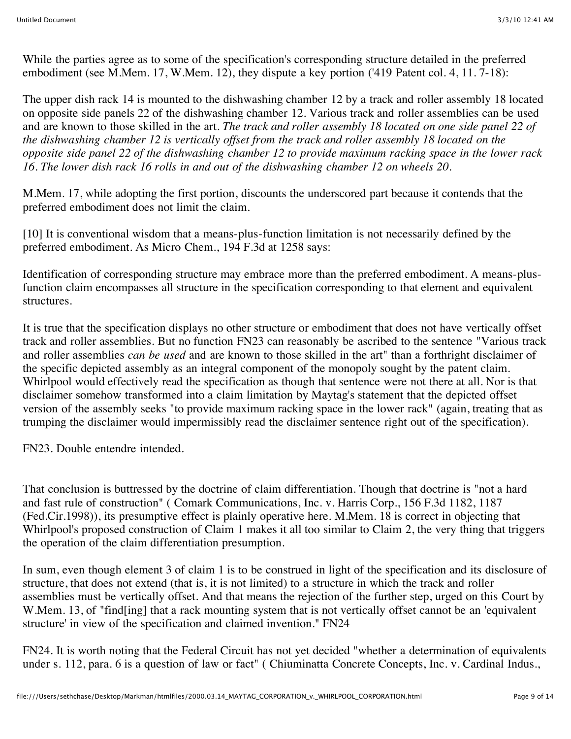While the parties agree as to some of the specification's corresponding structure detailed in the preferred embodiment (see M.Mem. 17, W.Mem. 12), they dispute a key portion ('419 Patent col. 4, ll. 7-18):

The upper dish rack 14 is mounted to the dishwashing chamber 12 by a track and roller assembly 18 located on opposite side panels 22 of the dishwashing chamber 12. Various track and roller assemblies can be used and are known to those skilled in the art. *The track and roller assembly 18 located on one side panel 22 of the dishwashing chamber 12 is vertically offset from the track and roller assembly 18 located on the opposite side panel 22 of the dishwashing chamber 12 to provide maximum racking space in the lower rack 16. The lower dish rack 16 rolls in and out of the dishwashing chamber 12 on wheels 20.*

M.Mem. 17, while adopting the first portion, discounts the underscored part because it contends that the preferred embodiment does not limit the claim.

[10] It is conventional wisdom that a means-plus-function limitation is not necessarily defined by the preferred embodiment. As Micro Chem., 194 F.3d at 1258 says:

Identification of corresponding structure may embrace more than the preferred embodiment. A means-plus-function claim encompasses all structure in the specification corresponding to that element and equivalent structures.

It is true that the specification displays no other structure or embodiment that does not have vertically offset track and roller assemblies. But no function FN23 can reasonably be ascribed to the sentence "Various track and roller assemblies *can be used* and are known to those skilled in the art" than a forthright disclaimer of the specific depicted assembly as an integral component of the monopoly sought by the patent claim. Whirlpool would effectively read the specification as though that sentence were not there at all. Nor is that disclaimer somehow transformed into a claim limitation by Maytag's statement that the depicted offset version of the assembly seeks "to provide maximum racking space in the lower rack" (again, treating that as trumping the disclaimer would impermissibly read the disclaimer sentence right out of the specification).

FN23. Double entendre intended.

That conclusion is buttressed by the doctrine of claim differentiation. Though that doctrine is "not a hard and fast rule of construction" ( Comark Communications, Inc. v. Harris Corp., 156 F.3d 1182, 1187 (Fed.Cir.1998)), its presumptive effect is plainly operative here. M.Mem. 18 is correct in objecting that Whirlpool's proposed construction of Claim 1 makes it all too similar to Claim 2, the very thing that triggers the operation of the claim differentiation presumption.

In sum, even though element 3 of claim 1 is to be construed in light of the specification and its disclosure of structure, that does not extend (that is, it is not limited) to a structure in which the track and roller assemblies must be vertically offset. And that means the rejection of the further step, urged on this Court by W.Mem. 13, of "find[ing] that a rack mounting system that is not vertically offset cannot be an 'equivalent structure' in view of the specification and claimed invention." FN24

FN24. It is worth noting that the Federal Circuit has not yet decided "whether a determination of equivalents under s. 112, para. 6 is a question of law or fact" ( Chiuminatta Concrete Concepts, Inc. v. Cardinal Indus.,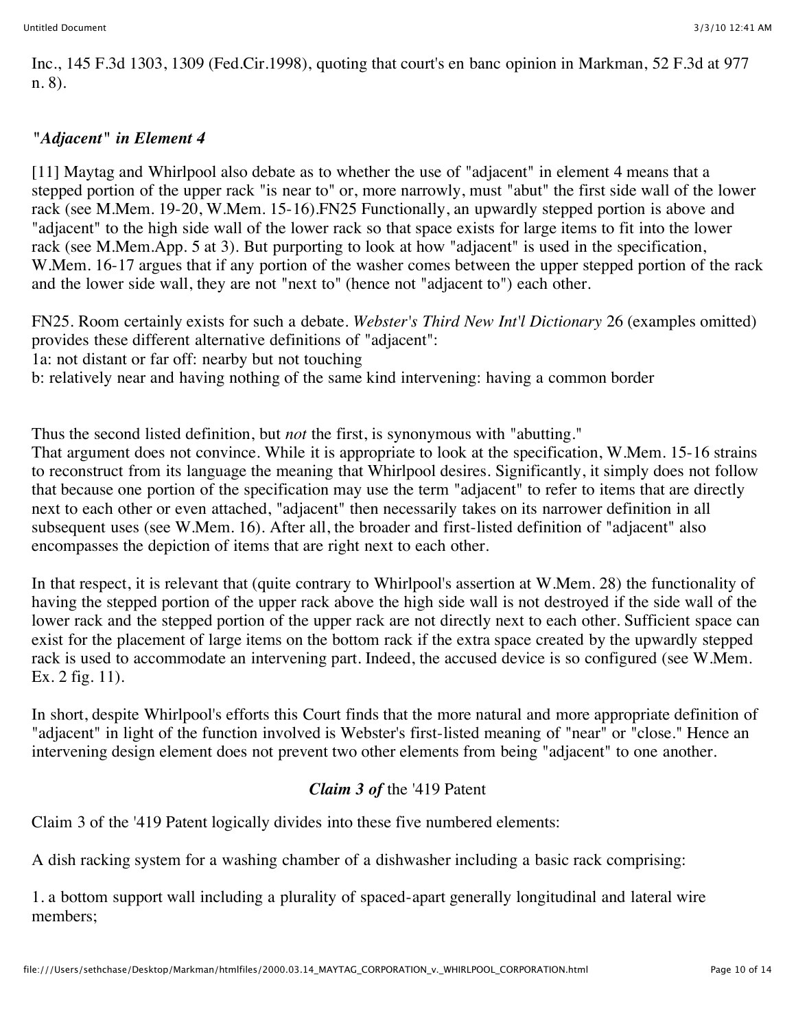Inc., 145 F.3d 1303, 1309 (Fed.Cir.1998), quoting that court's en banc opinion in Markman, 52 F.3d at 977 n. 8).

### *"Adjacent" in Element 4*

[11] Maytag and Whirlpool also debate as to whether the use of "adjacent" in element 4 means that a stepped portion of the upper rack "is near to" or, more narrowly, must "abut" the first side wall of the lower rack (see M.Mem. 19-20, W.Mem. 15-16).FN25 Functionally, an upwardly stepped portion is above and "adjacent" to the high side wall of the lower rack so that space exists for large items to fit into the lower rack (see M.Mem.App. 5 at 3). But purporting to look at how "adjacent" is used in the specification, W.Mem. 16-17 argues that if any portion of the washer comes between the upper stepped portion of the rack and the lower side wall, they are not "next to" (hence not "adjacent to") each other.

FN25. Room certainly exists for such a debate. *Webster's Third New Int'l Dictionary* 26 (examples omitted) provides these different alternative definitions of "adjacent":
1a: not distant or far off: nearby but not touching
b: relatively near and having nothing of the same kind intervening: having a common border

Thus the second listed definition, but *not* the first, is synonymous with "abutting."

That argument does not convince. While it is appropriate to look at the specification, W.Mem. 15-16 strains to reconstruct from its language the meaning that Whirlpool desires. Significantly, it simply does not follow that because one portion of the specification may use the term "adjacent" to refer to items that are directly next to each other or even attached, "adjacent" then necessarily takes on its narrower definition in all subsequent uses (see W.Mem. 16). After all, the broader and first-listed definition of "adjacent" also encompasses the depiction of items that are right next to each other.

In that respect, it is relevant that (quite contrary to Whirlpool's assertion at W.Mem. 28) the functionality of having the stepped portion of the upper rack above the high side wall is not destroyed if the side wall of the lower rack and the stepped portion of the upper rack are not directly next to each other. Sufficient space can exist for the placement of large items on the bottom rack if the extra space created by the upwardly stepped rack is used to accommodate an intervening part. Indeed, the accused device is so configured (see W.Mem. Ex. 2 fig. 11).

In short, despite Whirlpool's efforts this Court finds that the more natural and more appropriate definition of "adjacent" in light of the function involved is Webster's first-listed meaning of "near" or "close." Hence an intervening design element does not prevent two other elements from being "adjacent" to one another.

### *Claim 3 of* the '419 Patent

Claim 3 of the '419 Patent logically divides into these five numbered elements:

A dish racking system for a washing chamber of a dishwasher including a basic rack comprising:

1. a bottom support wall including a plurality of spaced-apart generally longitudinal and lateral wire members;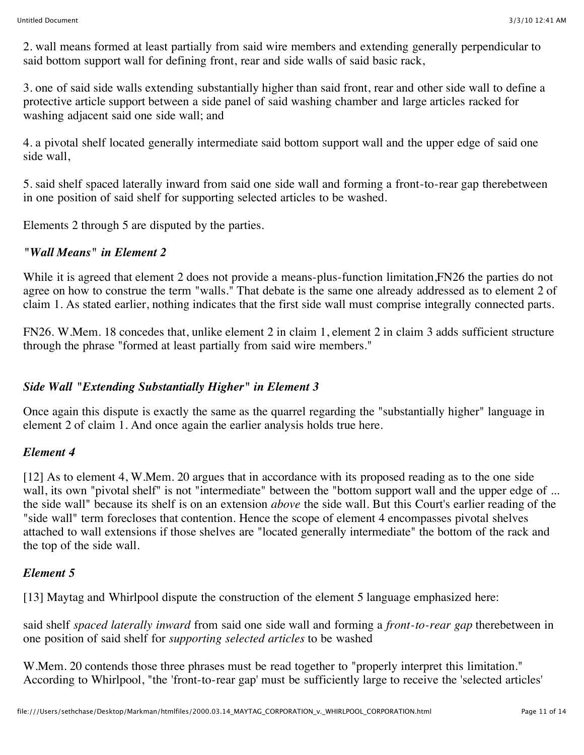2. wall means formed at least partially from said wire members and extending generally perpendicular to said bottom support wall for defining front, rear and side walls of said basic rack,

3. one of said side walls extending substantially higher than said front, rear and other side wall to define a protective article support between a side panel of said washing chamber and large articles racked for washing adjacent said one side wall; and

4. a pivotal shelf located generally intermediate said bottom support wall and the upper edge of said one side wall,

5. said shelf spaced laterally inward from said one side wall and forming a front-to-rear gap therebetween in one position of said shelf for supporting selected articles to be washed.

Elements 2 through 5 are disputed by the parties.

### *"Wall Means" in Element 2*

While it is agreed that element 2 does not provide a means-plus-function limitation,FN26 the parties do not agree on how to construe the term "walls." That debate is the same one already addressed as to element 2 of claim 1. As stated earlier, nothing indicates that the first side wall must comprise integrally connected parts.

FN26. W.Mem. 18 concedes that, unlike element 2 in claim 1, element 2 in claim 3 adds sufficient structure through the phrase "formed at least partially from said wire members."

### *Side Wall "Extending Substantially Higher" in Element 3*

Once again this dispute is exactly the same as the quarrel regarding the "substantially higher" language in element 2 of claim 1. And once again the earlier analysis holds true here.

### *Element 4*

[12] As to element 4, W.Mem. 20 argues that in accordance with its proposed reading as to the one side wall, its own "pivotal shelf" is not "intermediate" between the "bottom support wall and the upper edge of ... the side wall" because its shelf is on an extension *above* the side wall. But this Court's earlier reading of the "side wall" term forecloses that contention. Hence the scope of element 4 encompasses pivotal shelves attached to wall extensions if those shelves are "located generally intermediate" the bottom of the rack and the top of the side wall.

### *Element 5*

[13] Maytag and Whirlpool dispute the construction of the element 5 language emphasized here:

said shelf *spaced laterally inward* from said one side wall and forming a *front-to-rear gap* therebetween in one position of said shelf for *supporting selected articles* to be washed

W.Mem. 20 contends those three phrases must be read together to "properly interpret this limitation." According to Whirlpool, "the 'front-to-rear gap' must be sufficiently large to receive the 'selected articles'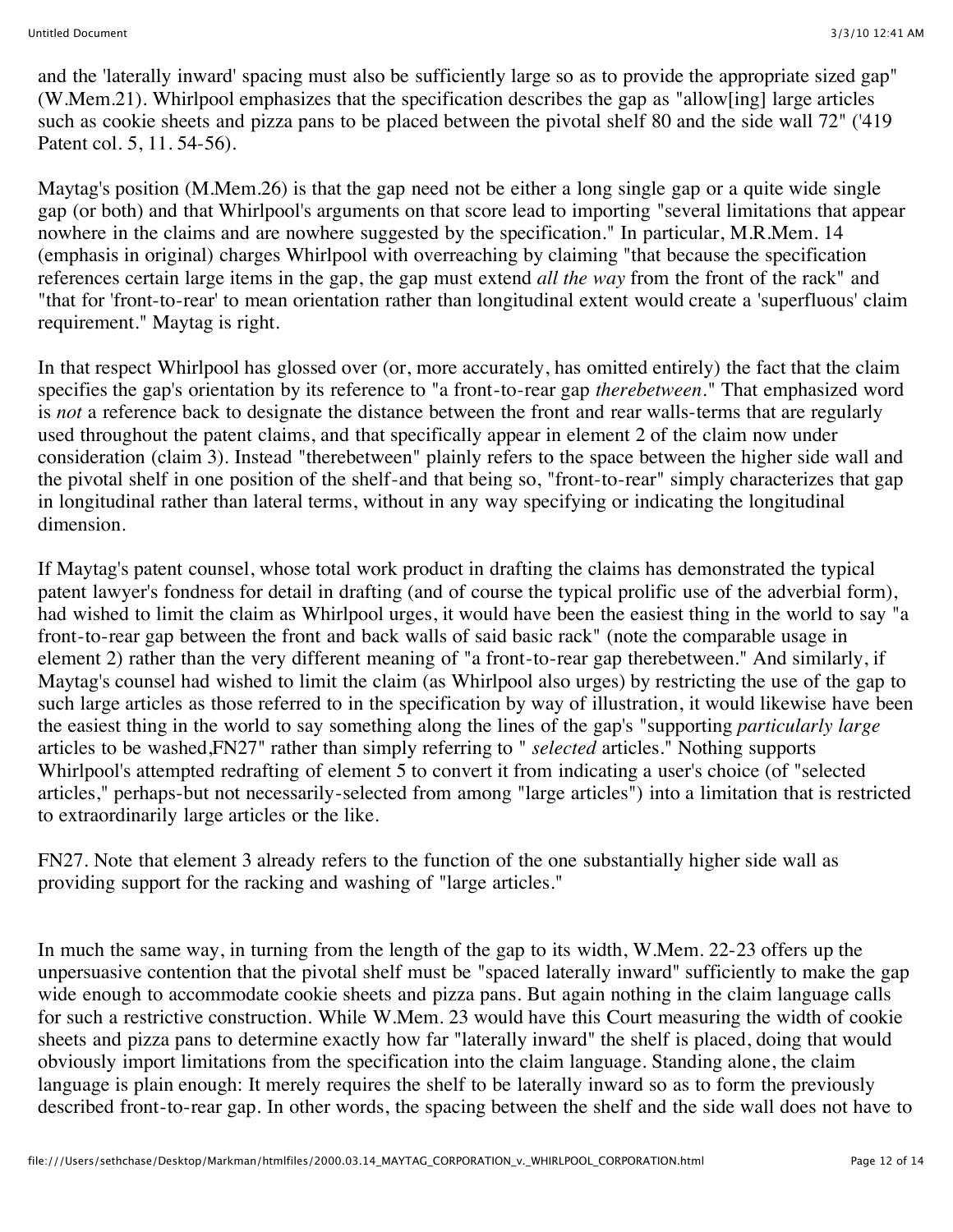and the 'laterally inward' spacing must also be sufficiently large so as to provide the appropriate sized gap" (W.Mem.21). Whirlpool emphasizes that the specification describes the gap as "allow[ing] large articles such as cookie sheets and pizza pans to be placed between the pivotal shelf 80 and the side wall 72" ('419 Patent col. 5, ll. 54-56).

Maytag's position (M.Mem.26) is that the gap need not be either a long single gap or a quite wide single gap (or both) and that Whirlpool's arguments on that score lead to importing "several limitations that appear nowhere in the claims and are nowhere suggested by the specification." In particular, M.R.Mem. 14 (emphasis in original) charges Whirlpool with overreaching by claiming "that because the specification references certain large items in the gap, the gap must extend *all the way* from the front of the rack" and "that for 'front-to-rear' to mean orientation rather than longitudinal extent would create a 'superfluous' claim requirement." Maytag is right.

In that respect Whirlpool has glossed over (or, more accurately, has omitted entirely) the fact that the claim specifies the gap's orientation by its reference to "a front-to-rear gap *therebetween*." That emphasized word is *not* a reference back to designate the distance between the front and rear walls-terms that are regularly used throughout the patent claims, and that specifically appear in element 2 of the claim now under consideration (claim 3). Instead "therebetween" plainly refers to the space between the higher side wall and the pivotal shelf in one position of the shelf-and that being so, "front-to-rear" simply characterizes that gap in longitudinal rather than lateral terms, without in any way specifying or indicating the longitudinal dimension.

If Maytag's patent counsel, whose total work product in drafting the claims has demonstrated the typical patent lawyer's fondness for detail in drafting (and of course the typical prolific use of the adverbial form), had wished to limit the claim as Whirlpool urges, it would have been the easiest thing in the world to say "a front-to-rear gap between the front and back walls of said basic rack" (note the comparable usage in element 2) rather than the very different meaning of "a front-to-rear gap therebetween." And similarly, if Maytag's counsel had wished to limit the claim (as Whirlpool also urges) by restricting the use of the gap to such large articles as those referred to in the specification by way of illustration, it would likewise have been the easiest thing in the world to say something along the lines of the gap's "supporting *particularly large* articles to be washed,FN27" rather than simply referring to " *selected* articles." Nothing supports Whirlpool's attempted redrafting of element 5 to convert it from indicating a user's choice (of "selected articles," perhaps-but not necessarily-selected from among "large articles") into a limitation that is restricted to extraordinarily large articles or the like.

FN27. Note that element 3 already refers to the function of the one substantially higher side wall as providing support for the racking and washing of "large articles."

In much the same way, in turning from the length of the gap to its width, W.Mem. 22-23 offers up the unpersuasive contention that the pivotal shelf must be "spaced laterally inward" sufficiently to make the gap wide enough to accommodate cookie sheets and pizza pans. But again nothing in the claim language calls for such a restrictive construction. While W.Mem. 23 would have this Court measuring the width of cookie sheets and pizza pans to determine exactly how far "laterally inward" the shelf is placed, doing that would obviously import limitations from the specification into the claim language. Standing alone, the claim language is plain enough: It merely requires the shelf to be laterally inward so as to form the previously described front-to-rear gap. In other words, the spacing between the shelf and the side wall does not have to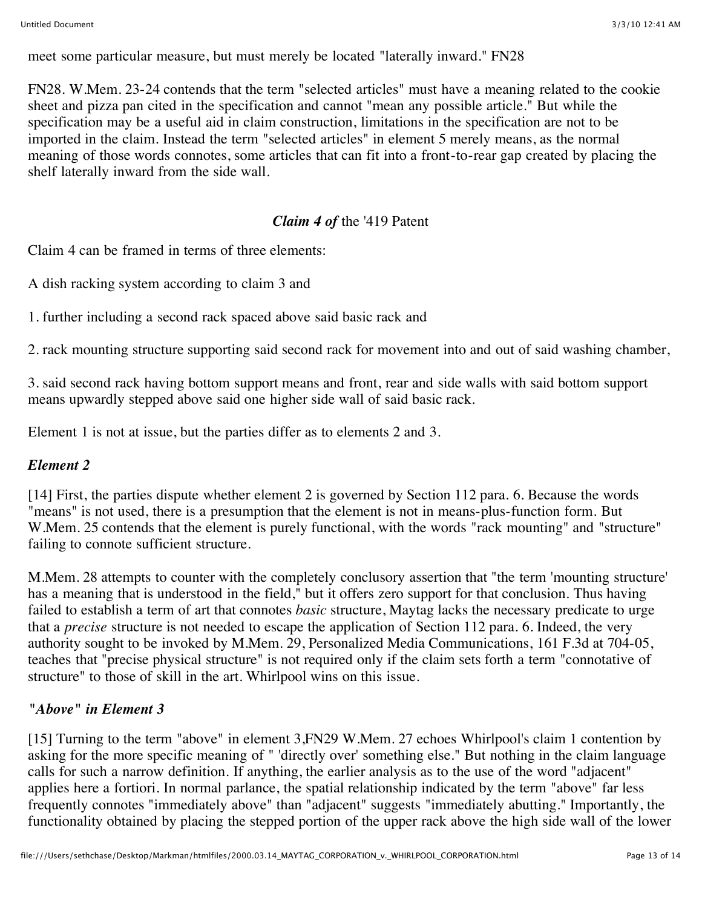meet some particular measure, but must merely be located "laterally inward." FN28

FN28. W.Mem. 23-24 contends that the term "selected articles" must have a meaning related to the cookie sheet and pizza pan cited in the specification and cannot "mean any possible article." But while the specification may be a useful aid in claim construction, limitations in the specification are not to be imported in the claim. Instead the term "selected articles" in element 5 merely means, as the normal meaning of those words connotes, some articles that can fit into a front-to-rear gap created by placing the shelf laterally inward from the side wall.

### *Claim 4 of* the '419 Patent

Claim 4 can be framed in terms of three elements:

A dish racking system according to claim 3 and

1. further including a second rack spaced above said basic rack and

2. rack mounting structure supporting said second rack for movement into and out of said washing chamber,

3. said second rack having bottom support means and front, rear and side walls with said bottom support means upwardly stepped above said one higher side wall of said basic rack.

Element 1 is not at issue, but the parties differ as to elements 2 and 3.

#### *Element 2*

[14] First, the parties dispute whether element 2 is governed by Section 112 para. 6. Because the words "means" is not used, there is a presumption that the element is not in means-plus-function form. But W.Mem. 25 contends that the element is purely functional, with the words "rack mounting" and "structure" failing to connote sufficient structure.

M.Mem. 28 attempts to counter with the completely conclusory assertion that "the term 'mounting structure' has a meaning that is understood in the field," but it offers zero support for that conclusion. Thus having failed to establish a term of art that connotes *basic* structure, Maytag lacks the necessary predicate to urge that a *precise* structure is not needed to escape the application of Section 112 para. 6. Indeed, the very authority sought to be invoked by M.Mem. 29, Personalized Media Communications, 161 F.3d at 704-05, teaches that "precise physical structure" is not required only if the claim sets forth a term "connotative of structure" to those of skill in the art. Whirlpool wins on this issue.

#### *"Above" in Element 3*

[15] Turning to the term "above" in element 3,FN29 W.Mem. 27 echoes Whirlpool's claim 1 contention by asking for the more specific meaning of " 'directly over' something else." But nothing in the claim language calls for such a narrow definition. If anything, the earlier analysis as to the use of the word "adjacent" applies here a fortiori. In normal parlance, the spatial relationship indicated by the term "above" far less frequently connotes "immediately above" than "adjacent" suggests "immediately abutting." Importantly, the functionality obtained by placing the stepped portion of the upper rack above the high side wall of the lower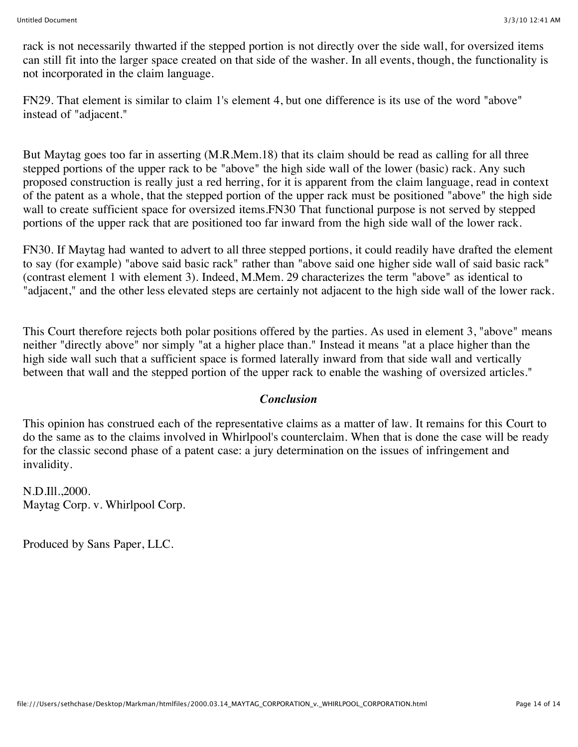rack is not necessarily thwarted if the stepped portion is not directly over the side wall, for oversized items can still fit into the larger space created on that side of the washer. In all events, though, the functionality is not incorporated in the claim language.

FN29. That element is similar to claim 1's element 4, but one difference is its use of the word "above" instead of "adjacent."

But Maytag goes too far in asserting (M.R.Mem.18) that its claim should be read as calling for all three stepped portions of the upper rack to be "above" the high side wall of the lower (basic) rack. Any such proposed construction is really just a red herring, for it is apparent from the claim language, read in context of the patent as a whole, that the stepped portion of the upper rack must be positioned "above" the high side wall to create sufficient space for oversized items.FN30 That functional purpose is not served by stepped portions of the upper rack that are positioned too far inward from the high side wall of the lower rack.

FN30. If Maytag had wanted to advert to all three stepped portions, it could readily have drafted the element to say (for example) "above said basic rack" rather than "above said one higher side wall of said basic rack" (contrast element 1 with element 3). Indeed, M.Mem. 29 characterizes the term "above" as identical to "adjacent," and the other less elevated steps are certainly not adjacent to the high side wall of the lower rack.

This Court therefore rejects both polar positions offered by the parties. As used in element 3, "above" means neither "directly above" nor simply "at a higher place than." Instead it means "at a place higher than the high side wall such that a sufficient space is formed laterally inward from that side wall and vertically between that wall and the stepped portion of the upper rack to enable the washing of oversized articles."

### *Conclusion*

This opinion has construed each of the representative claims as a matter of law. It remains for this Court to do the same as to the claims involved in Whirlpool's counterclaim. When that is done the case will be ready for the classic second phase of a patent case: a jury determination on the issues of infringement and invalidity.

N.D.Ill.,2000.
Maytag Corp. v. Whirlpool Corp.

Produced by Sans Paper, LLC.